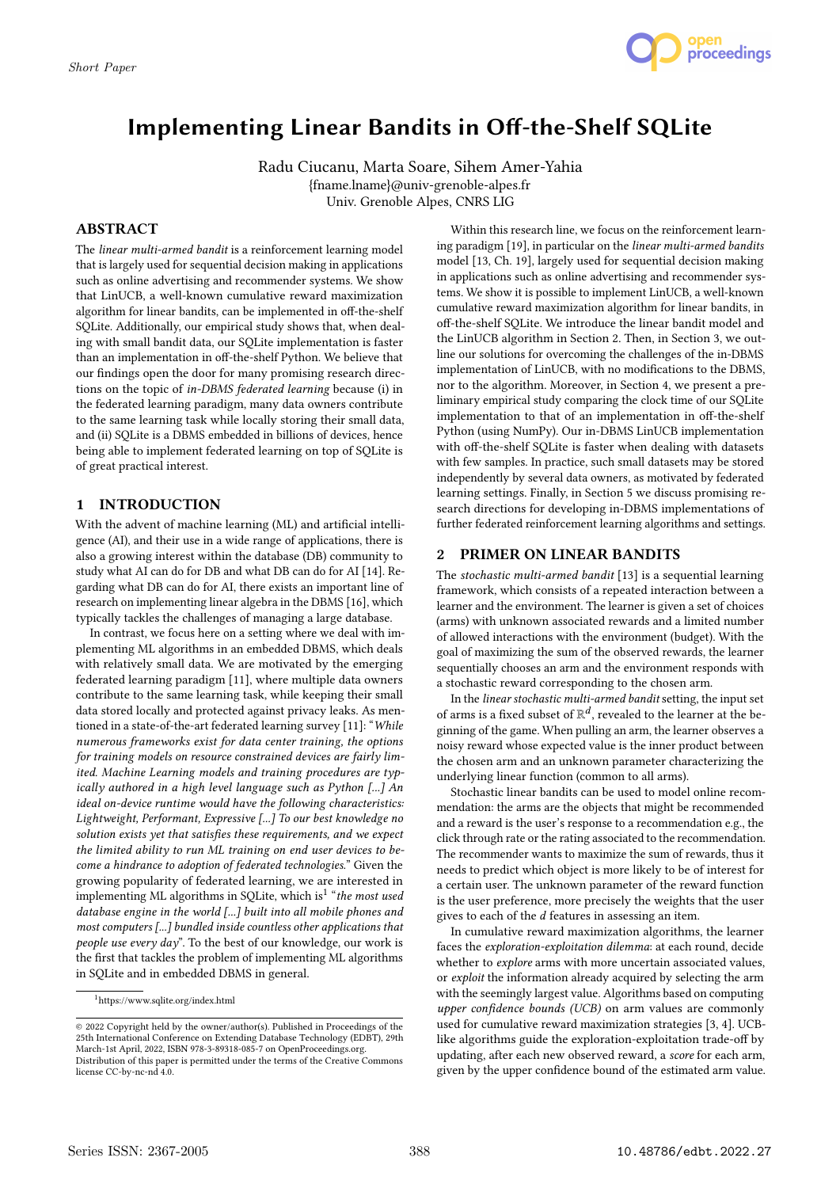# Implementing Linear Bandits in Off-the-Shelf SQLite

Radu Ciucanu, Marta Soare, Sihem Amer-Yahia
{fname.lname}@univ-grenoble-alpes.fr
Univ. Grenoble Alpes, CNRS LIG

## ABSTRACT

The *linear multi-armed bandit* is a reinforcement learning model that is largely used for sequential decision making in applications such as online advertising and recommender systems. We show that LinUCB, a well-known cumulative reward maximization algorithm for linear bandits, can be implemented in off-the-shelf SQLite. Additionally, our empirical study shows that, when dealing with small bandit data, our SQLite implementation is faster than an implementation in off-the-shelf Python. We believe that our findings open the door for many promising research directions on the topic of *in-DBMS federated learning* because (i) in the federated learning paradigm, many data owners contribute to the same learning task while locally storing their small data, and (ii) SQLite is a DBMS embedded in billions of devices, hence being able to implement federated learning on top of SQLite is of great practical interest.

## 1 INTRODUCTION

With the advent of machine learning (ML) and artificial intelligence (AI), and their use in a wide range of applications, there is also a growing interest within the database (DB) community to study what AI can do for DB and what DB can do for AI [14]. Regarding what DB can do for AI, there exists an important line of research on implementing linear algebra in the DBMS [16], which typically tackles the challenges of managing a large database.

In contrast, we focus here on a setting where we deal with implementing ML algorithms in an embedded DBMS, which deals with relatively small data. We are motivated by the emerging federated learning paradigm [11], where multiple data owners contribute to the same learning task, while keeping their small data stored locally and protected against privacy leaks. As mentioned in a state-of-the-art federated learning survey [11]: "*While numerous frameworks exist for data center training, the options for training models on resource constrained devices are fairly limited. Machine Learning models and training procedures are typically authored in a high level language such as Python [...] An ideal on-device runtime would have the following characteristics: Lightweight, Performant, Expressive [...] To our best knowledge no solution exists yet that satisfies these requirements, and we expect the limited ability to run ML training on end user devices to become a hindrance to adoption of federated technologies.*" Given the growing popularity of federated learning, we are interested in implementing ML algorithms in SQLite, which is[1] "*the most used database engine in the world [...] built into all mobile phones and most computers [...] bundled inside countless other applications that people use every day*". To the best of our knowledge, our work is the first that tackles the problem of implementing ML algorithms in SQLite and in embedded DBMS in general.

Within this research line, we focus on the reinforcement learning paradigm [19], in particular on the *linear multi-armed bandits* model [13, Ch. 19], largely used for sequential decision making in applications such as online advertising and recommender systems. We show it is possible to implement LinUCB, a well-known cumulative reward maximization algorithm for linear bandits, in off-the-shelf SQLite. We introduce the linear bandit model and the LinUCB algorithm in Section 2. Then, in Section 3, we outline our solutions for overcoming the challenges of in-DBMS implementation of LinUCB, with no modifications to the DBMS, nor to the algorithm. Moreover, in Section 4, we present a preliminary empirical study comparing the clock time of our SQLite implementation to that of an implementation in off-the-shelf Python (using NumPy). Our in-DBMS LinUCB implementation with off-the-shelf SQLite is faster when dealing with datasets with few samples. In practice, such small datasets may be stored independently by several data owners, as motivated by federated learning settings. Finally, in Section 5 we discuss promising research directions for developing in-DBMS implementations of further federated reinforcement learning algorithms and settings.

## 2 PRIMER ON LINEAR BANDITS

The *stochastic multi-armed bandit* [13] is a sequential learning framework, which consists of a repeated interaction between a learner and the environment. The learner is given a set of choices (arms) with unknown associated rewards and a limited number of allowed interactions with the environment (budget). With the goal of maximizing the sum of the observed rewards, the learner sequentially chooses an arm and the environment responds with a stochastic reward corresponding to the chosen arm.

In the *linear stochastic multi-armed bandit* setting, the input set of arms is a fixed subset of $\mathbb{R}^d$, revealed to the learner at the beginning of the game. When pulling an arm, the learner observes a noisy reward whose expected value is the inner product between the chosen arm and an unknown parameter characterizing the underlying linear function (common to all arms).

Stochastic linear bandits can be used to model online recommendation: the arms are the objects that might be recommended and a reward is the user's response to a recommendation e.g., the click through rate or the rating associated to the recommendation. The recommender wants to maximize the sum of rewards, thus it needs to predict which object is more likely to be of interest for a certain user. The unknown parameter of the reward function is the user preference, more precisely the weights that the user gives to each of the $d$ features in assessing an item.

In cumulative reward maximization algorithms, the learner faces the *exploration-exploitation dilemma*: at each round, decide whether to *explore* arms with more uncertain associated values, or *exploit* the information already acquired by selecting the arm with the seemingly largest value. Algorithms based on computing *upper confidence bounds (UCB)* on arm values are commonly used for cumulative reward maximization strategies [3, 4]. UCB-like algorithms guide the exploration-exploitation trade-off by updating, after each new observed reward, a *score* for each arm, given by the upper confidence bound of the estimated arm value.

[1] https://www.sqlite.org/index.html

© 2022 Copyright held by the owner/author(s). Published in Proceedings of the 25th International Conference on Extending Database Technology (EDBT), 29th March-1st April, 2022, ISBN 978-3-89318-085-7 on OpenProceedings.org. Distribution of this paper is permitted under the terms of the Creative Commons license CC-by-nc-nd 4.0.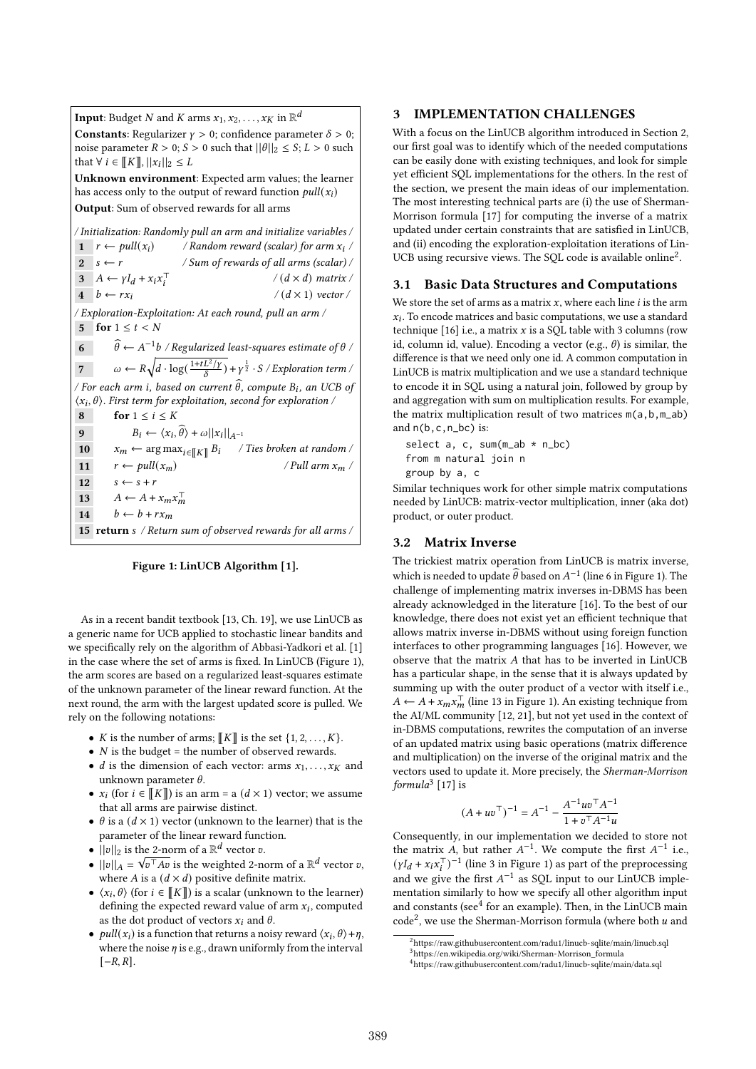**Input**: Budget $N$ and $K$ arms $x_1, x_2, \ldots, x_K$ in $\mathbb{R}^d$

**Constants**: Regularizer $\gamma > 0$; confidence parameter $\delta > 0$; noise parameter $R > 0$; $S > 0$ such that $||\theta||_2 \leq S$; $L > 0$ such that $\forall\, i \in [\![K]\!], ||x_i||_2 \leq L$

**Unknown environment**: Expected arm values; the learner has access only to the output of reward function $pull(x_i)$

**Output**: Sum of observed rewards for all arms

*/ Initialization: Randomly pull an arm and initialize variables /*

1. $r \leftarrow pull(x_i)$ */ Random reward (scalar) for arm $x_i$ /*
2. $s \leftarrow r$ */ Sum of rewards of all arms (scalar) /*
3. $A \leftarrow \gamma I_d + x_i x_i^\top$ */ $(d \times d)$ matrix /*
4. $b \leftarrow r x_i$ */ $(d \times 1)$ vector /*

*/ Exploration-Exploitation: At each round, pull an arm /*

5. **for** $1 \leq t < N$
6. $\quad \widehat{\theta} \leftarrow A^{-1} b$ */ Regularized least-squares estimate of $\theta$ /*
7. $\quad \omega \leftarrow R\sqrt{d \cdot \log(\frac{1+tL^2/\gamma}{\delta})} + \gamma^{\frac{1}{2}} \cdot S$ */ Exploration term /*

*/ For each arm i, based on current $\widehat{\theta}$, compute $B_i$, an UCB of $\langle x_i, \theta \rangle$. First term for exploitation, second for exploration /*

8. $\quad$ **for** $1 \leq i \leq K$
9. $\quad\quad B_i \leftarrow \langle x_i, \widehat{\theta} \rangle + \omega ||x_i||_{A^{-1}}$
10. $\quad x_m \leftarrow \arg\max_{i \in [\![K]\!]} B_i$ */ Ties broken at random /*
11. $\quad r \leftarrow pull(x_m)$ */ Pull arm $x_m$ /*
12. $\quad s \leftarrow s + r$
13. $\quad A \leftarrow A + x_m x_m^\top$
14. $\quad b \leftarrow b + r x_m$
15. **return** $s$ */ Return sum of observed rewards for all arms /*

**Figure 1: LinUCB Algorithm [1].**

As in a recent bandit textbook [13, Ch. 19], we use LinUCB as a generic name for UCB applied to stochastic linear bandits and we specifically rely on the algorithm of Abbasi-Yadkori et al. [1] in the case where the set of arms is fixed. In LinUCB (Figure 1), the arm scores are based on a regularized least-squares estimate of the unknown parameter of the linear reward function. At the next round, the arm with the largest updated score is pulled. We rely on the following notations:

- $K$ is the number of arms; $[\![K]\!]$ is the set $\{1, 2, \ldots, K\}$.
- $N$ is the budget = the number of observed rewards.
- $d$ is the dimension of each vector: arms $x_1, \ldots, x_K$ and unknown parameter $\theta$.
- $x_i$ (for $i \in [\![K]\!]$) is an arm = a $(d \times 1)$ vector; we assume that all arms are pairwise distinct.
- $\theta$ is a $(d \times 1)$ vector (unknown to the learner) that is the parameter of the linear reward function.
- $||v||_2$ is the 2-norm of a $\mathbb{R}^d$ vector $v$.
- $||v||_A = \sqrt{v^\top A v}$ is the weighted 2-norm of a $\mathbb{R}^d$ vector $v$, where $A$ is a $(d \times d)$ positive definite matrix.
- $\langle x_i, \theta \rangle$ (for $i \in [\![K]\!]$) is a scalar (unknown to the learner) defining the expected reward value of arm $x_i$, computed as the dot product of vectors $x_i$ and $\theta$.
- $pull(x_i)$ is a function that returns a noisy reward $\langle x_i, \theta \rangle + \eta$, where the noise $\eta$ is e.g., drawn uniformly from the interval $[-R, R]$.

## 3 IMPLEMENTATION CHALLENGES

With a focus on the LinUCB algorithm introduced in Section 2, our first goal was to identify which of the needed computations can be easily done with existing techniques, and look for simple yet efficient SQL implementations for the others. In the rest of the section, we present the main ideas of our implementation. The most interesting technical parts are (i) the use of Sherman-Morrison formula [17] for computing the inverse of a matrix updated under certain constraints that are satisfied in LinUCB, and (ii) encoding the exploration-exploitation iterations of LinUCB using recursive views. The SQL code is available online[2].

### 3.1 Basic Data Structures and Computations

We store the set of arms as a matrix $x$, where each line $i$ is the arm $x_i$. To encode matrices and basic computations, we use a standard technique [16] i.e., a matrix $x$ is a SQL table with 3 columns (row id, column id, value). Encoding a vector (e.g., $\theta$) is similar, the difference is that we need only one id. A common computation in LinUCB is matrix multiplication and we use a standard technique to encode it in SQL using a natural join, followed by group by and aggregation with sum on multiplication results. For example, the matrix multiplication result of two matrices m(a,b,m_ab) and n(b,c,n_bc) is:

```
select a, c, sum(m_ab * n_bc)
from m natural join n
group by a, c
```

Similar techniques work for other simple matrix computations needed by LinUCB: matrix-vector multiplication, inner (aka dot) product, or outer product.

### 3.2 Matrix Inverse

The trickiest matrix operation from LinUCB is matrix inverse, which is needed to update $\widehat{\theta}$ based on $A^{-1}$ (line 6 in Figure 1). The challenge of implementing matrix inverses in-DBMS has been already acknowledged in the literature [16]. To the best of our knowledge, there does not exist yet an efficient technique that allows matrix inverse in-DBMS without using foreign function interfaces to other programming languages [16]. However, we observe that the matrix $A$ that has to be inverted in LinUCB has a particular shape, in the sense that it is always updated by summing up with the outer product of a vector with itself i.e., $A \leftarrow A + x_m x_m^\top$ (line 13 in Figure 1). An existing technique from the AI/ML community [12, 21], but not yet used in the context of in-DBMS computations, rewrites the computation of an inverse of an updated matrix using basic operations (matrix difference and multiplication) on the inverse of the original matrix and the vectors used to update it. More precisely, the *Sherman-Morrison formula*[3] [17] is

$$(A + uv^\top)^{-1} = A^{-1} - \frac{A^{-1}uv^\top A^{-1}}{1 + v^\top A^{-1} u}$$

Consequently, in our implementation we decided to store not the matrix $A$, but rather $A^{-1}$. We compute the first $A^{-1}$ i.e., $(\gamma I_d + x_i x_i^\top)^{-1}$ (line 3 in Figure 1) as part of the preprocessing and we give the first $A^{-1}$ as SQL input to our LinUCB implementation similarly to how we specify all other algorithm input and constants (see[4] for an example). Then, in the LinUCB main code[2], we use the Sherman-Morrison formula (where both $u$ and

[2] https://raw.githubusercontent.com/radu1/linucb-sqlite/main/linucb.sql
[3] https://en.wikipedia.org/wiki/Sherman-Morrison_formula
[4] https://raw.githubusercontent.com/radu1/linucb-sqlite/main/data.sql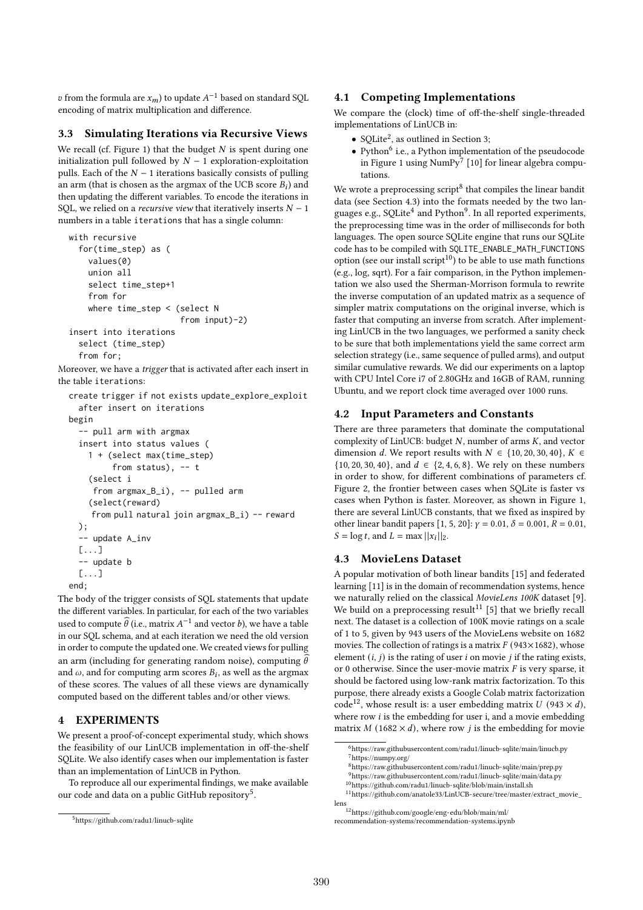$v$ from the formula are $x_m$) to update $A^{-1}$ based on standard SQL encoding of matrix multiplication and difference.

### 3.3 Simulating Iterations via Recursive Views

We recall (cf. Figure 1) that the budget $N$ is spent during one initialization pull followed by $N-1$ exploration-exploitation pulls. Each of the $N-1$ iterations basically consists of pulling an arm (that is chosen as the argmax of the UCB score $B_i$) and then updating the different variables. To encode the iterations in SQL, we relied on a *recursive view* that iteratively inserts $N-1$ numbers in a table iterations that has a single column:

```
with recursive
  for(time_step) as (
    values(0)
    union all
    select time_step+1
    from for
    where time_step < (select N
                       from input)-2)
insert into iterations
  select (time_step)
  from for;
```

Moreover, we have a *trigger* that is activated after each insert in the table iterations:

```
create trigger if not exists update_explore_exploit
  after insert on iterations
begin
  -- pull arm with argmax
  insert into status values (
    1 + (select max(time_step)
         from status), -- t
    (select i
     from argmax_B_i), -- pulled arm
    (select(reward)
     from pull natural join argmax_B_i) -- reward
  );
  -- update A_inv
  [...]
  -- update b
  [...]
end;
```

The body of the trigger consists of SQL statements that update the different variables. In particular, for each of the two variables used to compute $\widehat{\theta}$ (i.e., matrix $A^{-1}$ and vector $b$), we have a table in our SQL schema, and at each iteration we need the old version in order to compute the updated one. We created views for pulling an arm (including for generating random noise), computing $\widehat{\theta}$ and $\omega$, and for computing arm scores $B_i$, as well as the argmax of these scores. The values of all these views are dynamically computed based on the different tables and/or other views.

## 4 EXPERIMENTS

We present a proof-of-concept experimental study, which shows the feasibility of our LinUCB implementation in off-the-shelf SQLite. We also identify cases when our implementation is faster than an implementation of LinUCB in Python.

To reproduce all our experimental findings, we make available our code and data on a public GitHub repository[5].

### 4.1 Competing Implementations

We compare the (clock) time of off-the-shelf single-threaded implementations of LinUCB in:

- SQLite[2], as outlined in Section 3;
- Python[6] i.e., a Python implementation of the pseudocode in Figure 1 using NumPy[7] [10] for linear algebra computations.

We wrote a preprocessing script[8] that compiles the linear bandit data (see Section 4.3) into the formats needed by the two languages e.g., SQLite[4] and Python[9]. In all reported experiments, the preprocessing time was in the order of milliseconds for both languages. The open source SQLite engine that runs our SQLite code has to be compiled with SQLITE_ENABLE_MATH_FUNCTIONS option (see our install script[10]) to be able to use math functions (e.g., log, sqrt). For a fair comparison, in the Python implementation we also used the Sherman-Morrison formula to rewrite the inverse computation of an updated matrix as a sequence of simpler matrix computations on the original inverse, which is faster that computing an inverse from scratch. After implementing LinUCB in the two languages, we performed a sanity check to be sure that both implementations yield the same correct arm selection strategy (i.e., same sequence of pulled arms), and output similar cumulative rewards. We did our experiments on a laptop with CPU Intel Core i7 of 2.80GHz and 16GB of RAM, running Ubuntu, and we report clock time averaged over 1000 runs.

### 4.2 Input Parameters and Constants

There are three parameters that dominate the computational complexity of LinUCB: budget $N$, number of arms $K$, and vector dimension $d$. We report results with $N \in \{10, 20, 30, 40\}$, $K \in \{10, 20, 30, 40\}$, and $d \in \{2, 4, 6, 8\}$. We rely on these numbers in order to show, for different combinations of parameters cf. Figure 2, the frontier between cases when SQLite is faster vs cases when Python is faster. Moreover, as shown in Figure 1, there are several LinUCB constants, that we fixed as inspired by other linear bandit papers [1, 5, 20]: $\gamma = 0.01$, $\delta = 0.001$, $R = 0.01$, $S = \log t$, and $L = \max ||x_i||_2$.

### 4.3 MovieLens Dataset

A popular motivation of both linear bandits [15] and federated learning [11] is in the domain of recommendation systems, hence we naturally relied on the classical *MovieLens 100K* dataset [9]. We build on a preprocessing result[11] [5] that we briefly recall next. The dataset is a collection of 100K movie ratings on a scale of 1 to 5, given by 943 users of the MovieLens website on 1682 movies. The collection of ratings is a matrix $F$ ($943 \times 1682$), whose element $(i, j)$ is the rating of user $i$ on movie $j$ if the rating exists, or 0 otherwise. Since the user-movie matrix $F$ is very sparse, it should be factored using low-rank matrix factorization. To this purpose, there already exists a Google Colab matrix factorization code[12], whose result is: a user embedding matrix $U$ ($943 \times d$), where row $i$ is the embedding for user i, and a movie embedding matrix $M$ ($1682 \times d$), where row $j$ is the embedding for movie

---

[5] https://github.com/radu1/linucb-sqlite

[6] https://raw.githubusercontent.com/radu1/linucb-sqlite/main/linucb.py

[7] https://numpy.org/

[8] https://raw.githubusercontent.com/radu1/linucb-sqlite/main/prep.py

[9] https://raw.githubusercontent.com/radu1/linucb-sqlite/main/data.py

[10] https://github.com/radu1/linucb-sqlite/blob/main/install.sh

[11] https://github.com/anatole33/LinUCB-secure/tree/master/extract_movie_lens

[12] https://github.com/google/eng-edu/blob/main/ml/recommendation-systems/recommendation-systems.ipynb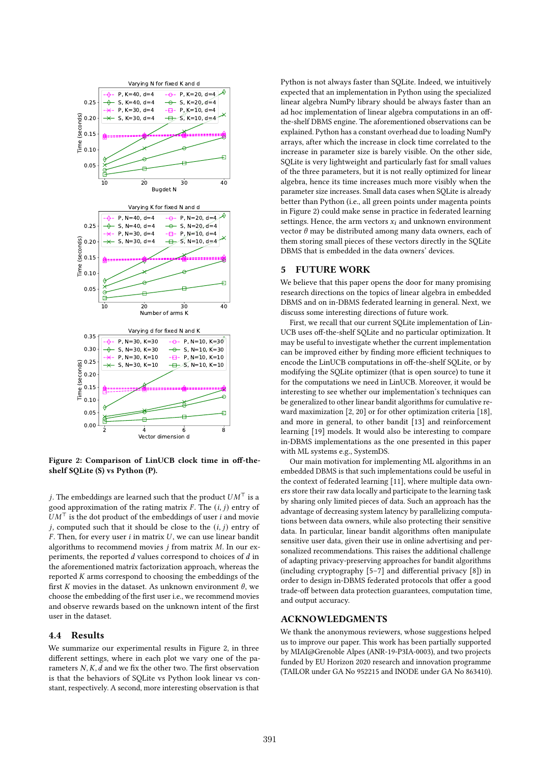Figure 2: Comparison of LinUCB clock time in off-the-shelf SQLite (S) vs Python (P).

$j$. The embeddings are learned such that the product $UM^\top$ is a good approximation of the rating matrix $F$. The $(i, j)$ entry of $UM^\top$ is the dot product of the embeddings of user $i$ and movie $j$, computed such that it should be close to the $(i, j)$ entry of $F$. Then, for every user $i$ in matrix $U$, we can use linear bandit algorithms to recommend movies $j$ from matrix $M$. In our experiments, the reported $d$ values correspond to choices of $d$ in the aforementioned matrix factorization approach, whereas the reported $K$ arms correspond to choosing the embeddings of the first $K$ movies in the dataset. As unknown environment $\theta$, we choose the embedding of the first user i.e., we recommend movies and observe rewards based on the unknown intent of the first user in the dataset.

### 4.4 Results

We summarize our experimental results in Figure 2, in three different settings, where in each plot we vary one of the parameters $N, K, d$ and we fix the other two. The first observation is that the behaviors of SQLite vs Python look linear vs constant, respectively. A second, more interesting observation is that Python is not always faster than SQLite. Indeed, we intuitively expected that an implementation in Python using the specialized linear algebra NumPy library should be always faster than an ad hoc implementation of linear algebra computations in an off-the-shelf DBMS engine. The aforementioned observations can be explained. Python has a constant overhead due to loading NumPy arrays, after which the increase in clock time correlated to the increase in parameter size is barely visible. On the other side, SQLite is very lightweight and particularly fast for small values of the three parameters, but it is not really optimized for linear algebra, hence its time increases much more visibly when the parameter size increases. Small data cases when SQLite is already better than Python (i.e., all green points under magenta points in Figure 2) could make sense in practice in federated learning settings. Hence, the arm vectors $x_i$ and unknown environment vector $\theta$ may be distributed among many data owners, each of them storing small pieces of these vectors directly in the SQLite DBMS that is embedded in the data owners' devices.

## 5 FUTURE WORK

We believe that this paper opens the door for many promising research directions on the topics of linear algebra in embedded DBMS and on in-DBMS federated learning in general. Next, we discuss some interesting directions of future work.

First, we recall that our current SQLite implementation of LinUCB uses off-the-shelf SQLite and no particular optimization. It may be useful to investigate whether the current implementation can be improved either by finding more efficient techniques to encode the LinUCB computations in off-the-shelf SQLite, or by modifying the SQLite optimizer (that is open source) to tune it for the computations we need in LinUCB. Moreover, it would be interesting to see whether our implementation's techniques can be generalized to other linear bandit algorithms for cumulative reward maximization [2, 20] or for other optimization criteria [18], and more in general, to other bandit [13] and reinforcement learning [19] models. It would also be interesting to compare in-DBMS implementations as the one presented in this paper with ML systems e.g., SystemDS.

Our main motivation for implementing ML algorithms in an embedded DBMS is that such implementations could be useful in the context of federated learning [11], where multiple data owners store their raw data locally and participate to the learning task by sharing only limited pieces of data. Such an approach has the advantage of decreasing system latency by parallelizing computations between data owners, while also protecting their sensitive data. In particular, linear bandit algorithms often manipulate sensitive user data, given their use in online advertising and personalized recommendations. This raises the additional challenge of adapting privacy-preserving approaches for bandit algorithms (including cryptography [5–7] and differential privacy [8]) in order to design in-DBMS federated protocols that offer a good trade-off between data protection guarantees, computation time, and output accuracy.

## ACKNOWLEDGMENTS

We thank the anonymous reviewers, whose suggestions helped us to improve our paper. This work has been partially supported by MIAI@Grenoble Alpes (ANR-19-P3IA-0003), and two projects funded by EU Horizon 2020 research and innovation programme (TAILOR under GA No 952215 and INODE under GA No 863410).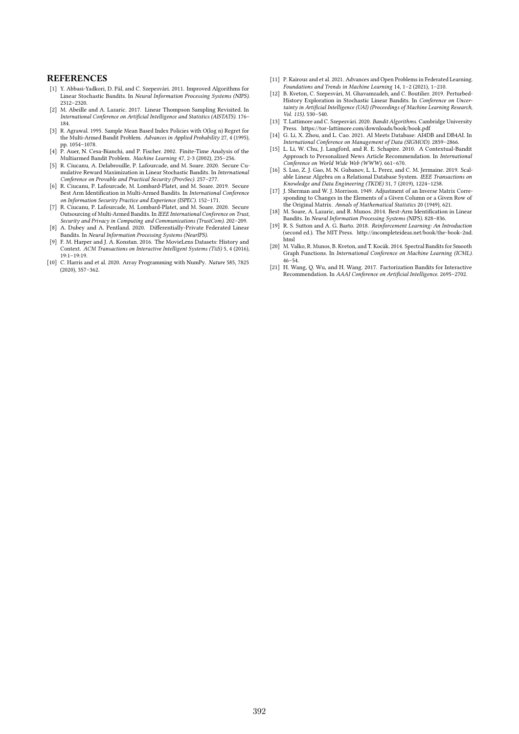## REFERENCES

[1] Y. Abbasi-Yadkori, D. Pál, and C. Szepesvári. 2011. Improved Algorithms for Linear Stochastic Bandits. In *Neural Information Processing Systems (NIPS)*. 2312–2320.

[2] M. Abeille and A. Lazaric. 2017. Linear Thompson Sampling Revisited. In *International Conference on Artificial Intelligence and Statistics (AISTATS)*. 176–184.

[3] R. Agrawal. 1995. Sample Mean Based Index Policies with O(log n) Regret for the Multi-Armed Bandit Problem. *Advances in Applied Probability* 27, 4 (1995), pp. 1054–1078.

[4] P. Auer, N. Cesa-Bianchi, and P. Fischer. 2002. Finite-Time Analysis of the Multiarmed Bandit Problem. *Machine Learning* 47, 2-3 (2002), 235–256.

[5] R. Ciucanu, A. Delabrouille, P. Lafourcade, and M. Soare. 2020. Secure Cumulative Reward Maximization in Linear Stochastic Bandits. In *International Conference on Provable and Practical Security (ProvSec)*. 257–277.

[6] R. Ciucanu, P. Lafourcade, M. Lombard-Platet, and M. Soare. 2019. Secure Best Arm Identification in Multi-Armed Bandits. In *International Conference on Information Security Practice and Experience (ISPEC)*. 152–171.

[7] R. Ciucanu, P. Lafourcade, M. Lombard-Platet, and M. Soare. 2020. Secure Outsourcing of Multi-Armed Bandits. In *IEEE International Conference on Trust, Security and Privacy in Computing and Communications (TrustCom)*. 202–209.

[8] A. Dubey and A. Pentland. 2020. Differentially-Private Federated Linear Bandits. In *Neural Information Processing Systems (NeurIPS)*.

[9] F. M. Harper and J. A. Konstan. 2016. The MovieLens Datasets: History and Context. *ACM Transactions on Interactive Intelligent Systems (TiiS)* 5, 4 (2016), 19:1–19:19.

[10] C. Harris and et al. 2020. Array Programming with NumPy. *Nature* 585, 7825 (2020), 357–362.

[11] P. Kairouz and et al. 2021. Advances and Open Problems in Federated Learning. *Foundations and Trends in Machine Learning* 14, 1–2 (2021), 1–210.

[12] B. Kveton, C. Szepesvári, M. Ghavamzadeh, and C. Boutilier. 2019. Perturbed-History Exploration in Stochastic Linear Bandits. In *Conference on Uncertainty in Artificial Intelligence (UAI) (Proceedings of Machine Learning Research, Vol. 115)*. 530–540.

[13] T. Lattimore and C. Szepesvári. 2020. *Bandit Algorithms*. Cambridge University Press. https://tor-lattimore.com/downloads/book/book.pdf

[14] G. Li, X. Zhou, and L. Cao. 2021. AI Meets Database: AI4DB and DB4AI. In *International Conference on Management of Data (SIGMOD)*. 2859–2866.

[15] L. Li, W. Chu, J. Langford, and R. E. Schapire. 2010. A Contextual-Bandit Approach to Personalized News Article Recommendation. In *International Conference on World Wide Web (WWW)*. 661–670.

[16] S. Luo, Z. J. Gao, M. N. Gubanov, L. L. Perez, and C. M. Jermaine. 2019. Scalable Linear Algebra on a Relational Database System. *IEEE Transactions on Knowledge and Data Engineering (TKDE)* 31, 7 (2019), 1224–1238.

[17] J. Sherman and W. J. Morrison. 1949. Adjustment of an Inverse Matrix Corresponding to Changes in the Elements of a Given Column or a Given Row of the Original Matrix. *Annals of Mathematical Statistics* 20 (1949), 621.

[18] M. Soare, A. Lazaric, and R. Munos. 2014. Best-Arm Identification in Linear Bandits. In *Neural Information Processing Systems (NIPS)*. 828–836.

[19] R. S. Sutton and A. G. Barto. 2018. *Reinforcement Learning: An Introduction* (second ed.). The MIT Press. http://incompleteideas.net/book/the-book-2nd.html

[20] M. Valko, R. Munos, B. Kveton, and T. Kocák. 2014. Spectral Bandits for Smooth Graph Functions. In *International Conference on Machine Learning (ICML)*. 46–54.

[21] H. Wang, Q. Wu, and H. Wang. 2017. Factorization Bandits for Interactive Recommendation. In *AAAI Conference on Artificial Intelligence*. 2695–2702.